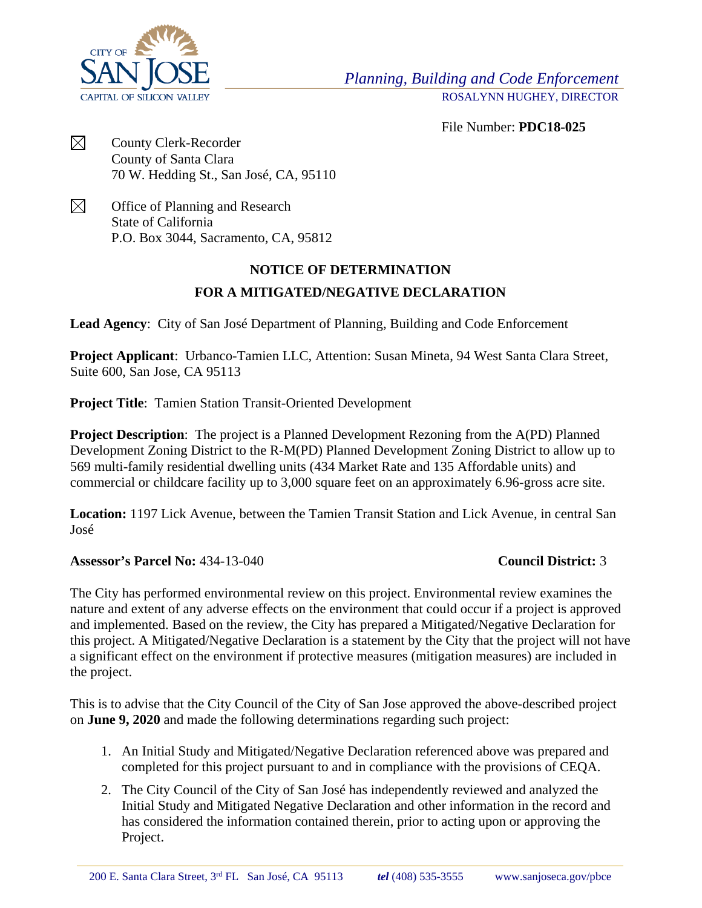*Planning, Building and Code Enforcement*
ROSALYNN HUGHEY, DIRECTOR

File Number: **PDC18-025**

☒ County Clerk-Recorder
County of Santa Clara
70 W. Hedding St., San José, CA, 95110

☒ Office of Planning and Research
State of California
P.O. Box 3044, Sacramento, CA, 95812

## NOTICE OF DETERMINATION
## FOR A MITIGATED/NEGATIVE DECLARATION

**Lead Agency**: City of San José Department of Planning, Building and Code Enforcement

**Project Applicant**: Urbanco-Tamien LLC, Attention: Susan Mineta, 94 West Santa Clara Street, Suite 600, San Jose, CA 95113

**Project Title**: Tamien Station Transit-Oriented Development

**Project Description**: The project is a Planned Development Rezoning from the A(PD) Planned Development Zoning District to the R-M(PD) Planned Development Zoning District to allow up to 569 multi-family residential dwelling units (434 Market Rate and 135 Affordable units) and commercial or childcare facility up to 3,000 square feet on an approximately 6.96-gross acre site.

**Location:** 1197 Lick Avenue, between the Tamien Transit Station and Lick Avenue, in central San José

**Assessor's Parcel No:** 434-13-040 **Council District:** 3

The City has performed environmental review on this project. Environmental review examines the nature and extent of any adverse effects on the environment that could occur if a project is approved and implemented. Based on the review, the City has prepared a Mitigated/Negative Declaration for this project. A Mitigated/Negative Declaration is a statement by the City that the project will not have a significant effect on the environment if protective measures (mitigation measures) are included in the project.

This is to advise that the City Council of the City of San Jose approved the above-described project on **June 9, 2020** and made the following determinations regarding such project:

1. An Initial Study and Mitigated/Negative Declaration referenced above was prepared and completed for this project pursuant to and in compliance with the provisions of CEQA.
2. The City Council of the City of San José has independently reviewed and analyzed the Initial Study and Mitigated Negative Declaration and other information in the record and has considered the information contained therein, prior to acting upon or approving the Project.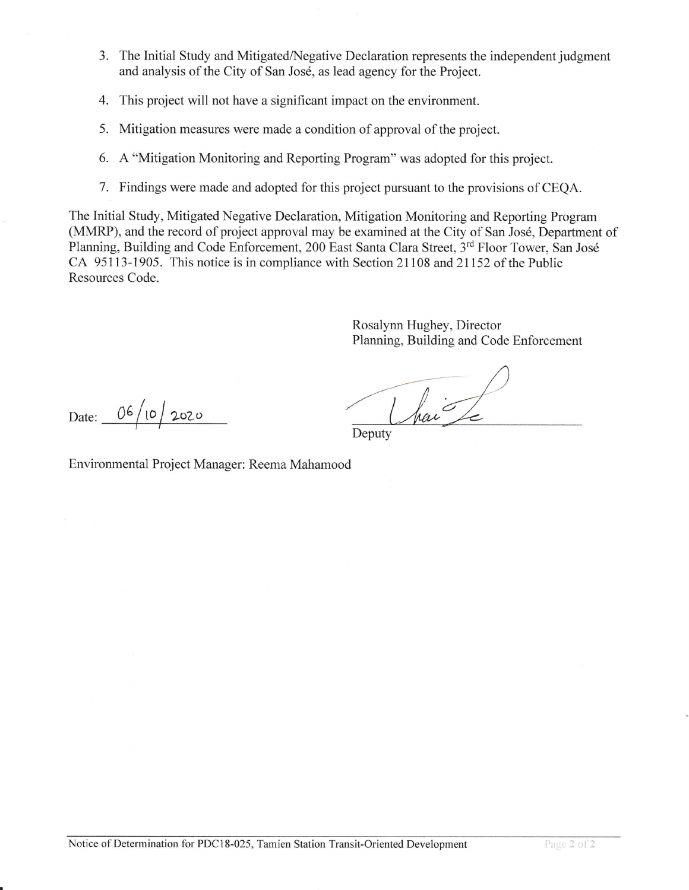3. The Initial Study and Mitigated/Negative Declaration represents the independent judgment and analysis of the City of San José, as lead agency for the Project.

4. This project will not have a significant impact on the environment.

5. Mitigation measures were made a condition of approval of the project.

6. A "Mitigation Monitoring and Reporting Program" was adopted for this project.

7. Findings were made and adopted for this project pursuant to the provisions of CEQA.

The Initial Study, Mitigated Negative Declaration, Mitigation Monitoring and Reporting Program (MMRP), and the record of project approval may be examined at the City of San José, Department of Planning, Building and Code Enforcement, 200 East Santa Clara Street, 3rd Floor Tower, San José CA 95113-1905. This notice is in compliance with Section 21108 and 21152 of the Public Resources Code.

Rosalynn Hughey, Director
Planning, Building and Code Enforcement

Date: 06/10/2020

Deputy

Environmental Project Manager: Reema Mahamood

Notice of Determination for PDC18-025, Tamien Station Transit-Oriented Development